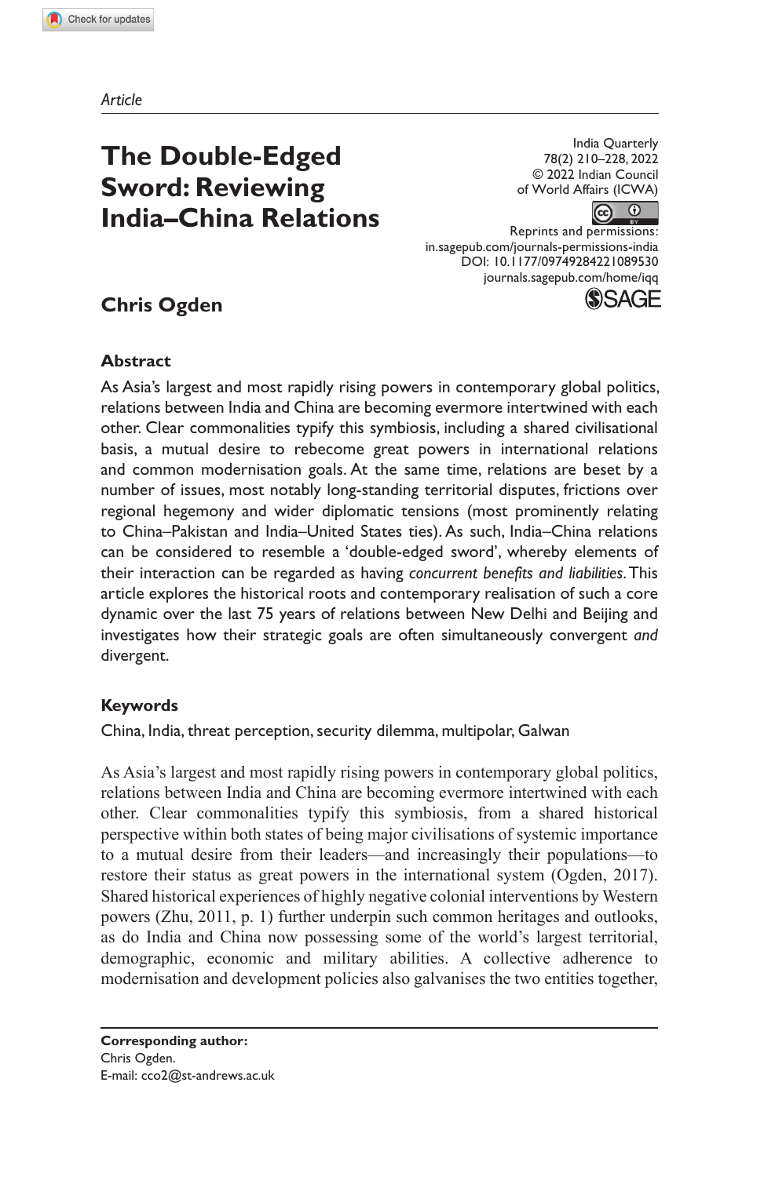*Article*

# The Double-Edged Sword: Reviewing India–China Relations

India Quarterly
78(2) 210–228, 2022
© 2022 Indian Council of World Affairs (ICWA)

Reprints and permissions:
in.sagepub.com/journals-permissions-india
DOI: 10.1177/09749284221089530
journals.sagepub.com/home/iqq

## Chris Ogden

### Abstract

As Asia's largest and most rapidly rising powers in contemporary global politics, relations between India and China are becoming evermore intertwined with each other. Clear commonalities typify this symbiosis, including a shared civilisational basis, a mutual desire to rebecome great powers in international relations and common modernisation goals. At the same time, relations are beset by a number of issues, most notably long-standing territorial disputes, frictions over regional hegemony and wider diplomatic tensions (most prominently relating to China–Pakistan and India–United States ties). As such, India–China relations can be considered to resemble a 'double-edged sword', whereby elements of their interaction can be regarded as having *concurrent benefits and liabilities*. This article explores the historical roots and contemporary realisation of such a core dynamic over the last 75 years of relations between New Delhi and Beijing and investigates how their strategic goals are often simultaneously convergent *and* divergent.

### Keywords

China, India, threat perception, security dilemma, multipolar, Galwan

As Asia's largest and most rapidly rising powers in contemporary global politics, relations between India and China are becoming evermore intertwined with each other. Clear commonalities typify this symbiosis, from a shared historical perspective within both states of being major civilisations of systemic importance to a mutual desire from their leaders—and increasingly their populations—to restore their status as great powers in the international system (Ogden, 2017). Shared historical experiences of highly negative colonial interventions by Western powers (Zhu, 2011, p. 1) further underpin such common heritages and outlooks, as do India and China now possessing some of the world's largest territorial, demographic, economic and military abilities. A collective adherence to modernisation and development policies also galvanises the two entities together,

**Corresponding author:**
Chris Ogden.
E-mail: cco2@st-andrews.ac.uk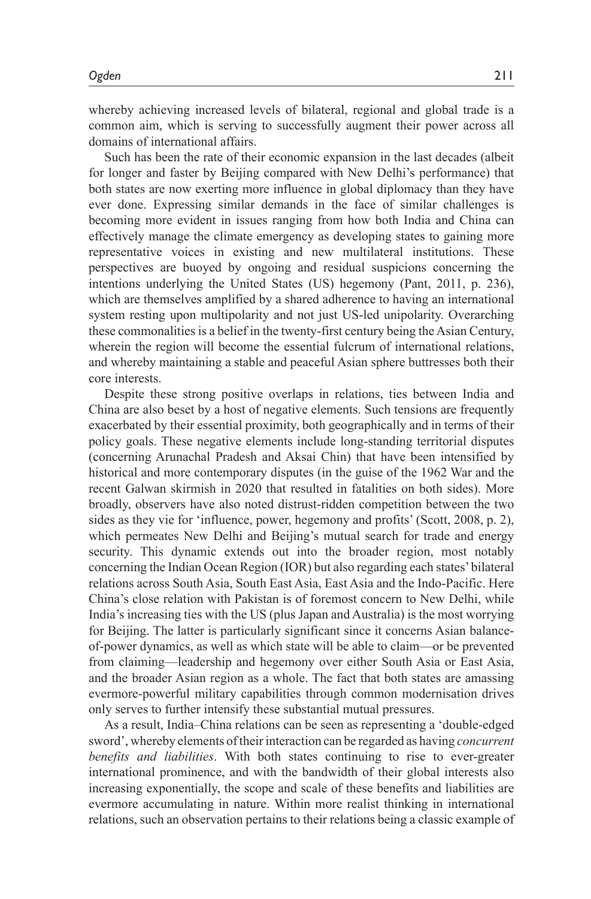whereby achieving increased levels of bilateral, regional and global trade is a common aim, which is serving to successfully augment their power across all domains of international affairs.

Such has been the rate of their economic expansion in the last decades (albeit for longer and faster by Beijing compared with New Delhi's performance) that both states are now exerting more influence in global diplomacy than they have ever done. Expressing similar demands in the face of similar challenges is becoming more evident in issues ranging from how both India and China can effectively manage the climate emergency as developing states to gaining more representative voices in existing and new multilateral institutions. These perspectives are buoyed by ongoing and residual suspicions concerning the intentions underlying the United States (US) hegemony (Pant, 2011, p. 236), which are themselves amplified by a shared adherence to having an international system resting upon multipolarity and not just US-led unipolarity. Overarching these commonalities is a belief in the twenty-first century being the Asian Century, wherein the region will become the essential fulcrum of international relations, and whereby maintaining a stable and peaceful Asian sphere buttresses both their core interests.

Despite these strong positive overlaps in relations, ties between India and China are also beset by a host of negative elements. Such tensions are frequently exacerbated by their essential proximity, both geographically and in terms of their policy goals. These negative elements include long-standing territorial disputes (concerning Arunachal Pradesh and Aksai Chin) that have been intensified by historical and more contemporary disputes (in the guise of the 1962 War and the recent Galwan skirmish in 2020 that resulted in fatalities on both sides). More broadly, observers have also noted distrust-ridden competition between the two sides as they vie for 'influence, power, hegemony and profits' (Scott, 2008, p. 2), which permeates New Delhi and Beijing's mutual search for trade and energy security. This dynamic extends out into the broader region, most notably concerning the Indian Ocean Region (IOR) but also regarding each states' bilateral relations across South Asia, South East Asia, East Asia and the Indo-Pacific. Here China's close relation with Pakistan is of foremost concern to New Delhi, while India's increasing ties with the US (plus Japan and Australia) is the most worrying for Beijing. The latter is particularly significant since it concerns Asian balance-of-power dynamics, as well as which state will be able to claim—or be prevented from claiming—leadership and hegemony over either South Asia or East Asia, and the broader Asian region as a whole. The fact that both states are amassing evermore-powerful military capabilities through common modernisation drives only serves to further intensify these substantial mutual pressures.

As a result, India–China relations can be seen as representing a 'double-edged sword', whereby elements of their interaction can be regarded as having *concurrent benefits and liabilities*. With both states continuing to rise to ever-greater international prominence, and with the bandwidth of their global interests also increasing exponentially, the scope and scale of these benefits and liabilities are evermore accumulating in nature. Within more realist thinking in international relations, such an observation pertains to their relations being a classic example of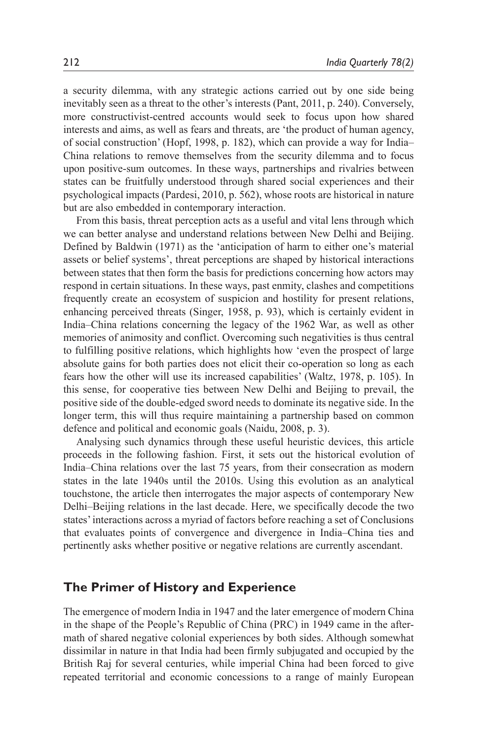a security dilemma, with any strategic actions carried out by one side being inevitably seen as a threat to the other's interests (Pant, 2011, p. 240). Conversely, more constructivist-centred accounts would seek to focus upon how shared interests and aims, as well as fears and threats, are 'the product of human agency, of social construction' (Hopf, 1998, p. 182), which can provide a way for India–China relations to remove themselves from the security dilemma and to focus upon positive-sum outcomes. In these ways, partnerships and rivalries between states can be fruitfully understood through shared social experiences and their psychological impacts (Pardesi, 2010, p. 562), whose roots are historical in nature but are also embedded in contemporary interaction.

From this basis, threat perception acts as a useful and vital lens through which we can better analyse and understand relations between New Delhi and Beijing. Defined by Baldwin (1971) as the 'anticipation of harm to either one's material assets or belief systems', threat perceptions are shaped by historical interactions between states that then form the basis for predictions concerning how actors may respond in certain situations. In these ways, past enmity, clashes and competitions frequently create an ecosystem of suspicion and hostility for present relations, enhancing perceived threats (Singer, 1958, p. 93), which is certainly evident in India–China relations concerning the legacy of the 1962 War, as well as other memories of animosity and conflict. Overcoming such negativities is thus central to fulfilling positive relations, which highlights how 'even the prospect of large absolute gains for both parties does not elicit their co-operation so long as each fears how the other will use its increased capabilities' (Waltz, 1978, p. 105). In this sense, for cooperative ties between New Delhi and Beijing to prevail, the positive side of the double-edged sword needs to dominate its negative side. In the longer term, this will thus require maintaining a partnership based on common defence and political and economic goals (Naidu, 2008, p. 3).

Analysing such dynamics through these useful heuristic devices, this article proceeds in the following fashion. First, it sets out the historical evolution of India–China relations over the last 75 years, from their consecration as modern states in the late 1940s until the 2010s. Using this evolution as an analytical touchstone, the article then interrogates the major aspects of contemporary New Delhi–Beijing relations in the last decade. Here, we specifically decode the two states' interactions across a myriad of factors before reaching a set of Conclusions that evaluates points of convergence and divergence in India–China ties and pertinently asks whether positive or negative relations are currently ascendant.

## The Primer of History and Experience

The emergence of modern India in 1947 and the later emergence of modern China in the shape of the People's Republic of China (PRC) in 1949 came in the aftermath of shared negative colonial experiences by both sides. Although somewhat dissimilar in nature in that India had been firmly subjugated and occupied by the British Raj for several centuries, while imperial China had been forced to give repeated territorial and economic concessions to a range of mainly European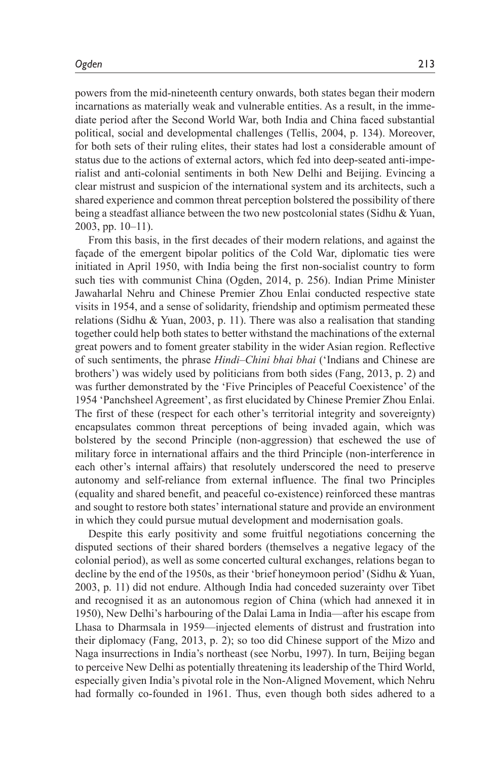powers from the mid-nineteenth century onwards, both states began their modern incarnations as materially weak and vulnerable entities. As a result, in the immediate period after the Second World War, both India and China faced substantial political, social and developmental challenges (Tellis, 2004, p. 134). Moreover, for both sets of their ruling elites, their states had lost a considerable amount of status due to the actions of external actors, which fed into deep-seated anti-imperialist and anti-colonial sentiments in both New Delhi and Beijing. Evincing a clear mistrust and suspicion of the international system and its architects, such a shared experience and common threat perception bolstered the possibility of there being a steadfast alliance between the two new postcolonial states (Sidhu & Yuan, 2003, pp. 10–11).

From this basis, in the first decades of their modern relations, and against the façade of the emergent bipolar politics of the Cold War, diplomatic ties were initiated in April 1950, with India being the first non-socialist country to form such ties with communist China (Ogden, 2014, p. 256). Indian Prime Minister Jawaharlal Nehru and Chinese Premier Zhou Enlai conducted respective state visits in 1954, and a sense of solidarity, friendship and optimism permeated these relations (Sidhu & Yuan, 2003, p. 11). There was also a realisation that standing together could help both states to better withstand the machinations of the external great powers and to foment greater stability in the wider Asian region. Reflective of such sentiments, the phrase *Hindi–Chini bhai bhai* ('Indians and Chinese are brothers') was widely used by politicians from both sides (Fang, 2013, p. 2) and was further demonstrated by the 'Five Principles of Peaceful Coexistence' of the 1954 'Panchsheel Agreement', as first elucidated by Chinese Premier Zhou Enlai. The first of these (respect for each other's territorial integrity and sovereignty) encapsulates common threat perceptions of being invaded again, which was bolstered by the second Principle (non-aggression) that eschewed the use of military force in international affairs and the third Principle (non-interference in each other's internal affairs) that resolutely underscored the need to preserve autonomy and self-reliance from external influence. The final two Principles (equality and shared benefit, and peaceful co-existence) reinforced these mantras and sought to restore both states' international stature and provide an environment in which they could pursue mutual development and modernisation goals.

Despite this early positivity and some fruitful negotiations concerning the disputed sections of their shared borders (themselves a negative legacy of the colonial period), as well as some concerted cultural exchanges, relations began to decline by the end of the 1950s, as their 'brief honeymoon period' (Sidhu & Yuan, 2003, p. 11) did not endure. Although India had conceded suzerainty over Tibet and recognised it as an autonomous region of China (which had annexed it in 1950), New Delhi's harbouring of the Dalai Lama in India—after his escape from Lhasa to Dharmsala in 1959—injected elements of distrust and frustration into their diplomacy (Fang, 2013, p. 2); so too did Chinese support of the Mizo and Naga insurrections in India's northeast (see Norbu, 1997). In turn, Beijing began to perceive New Delhi as potentially threatening its leadership of the Third World, especially given India's pivotal role in the Non-Aligned Movement, which Nehru had formally co-founded in 1961. Thus, even though both sides adhered to a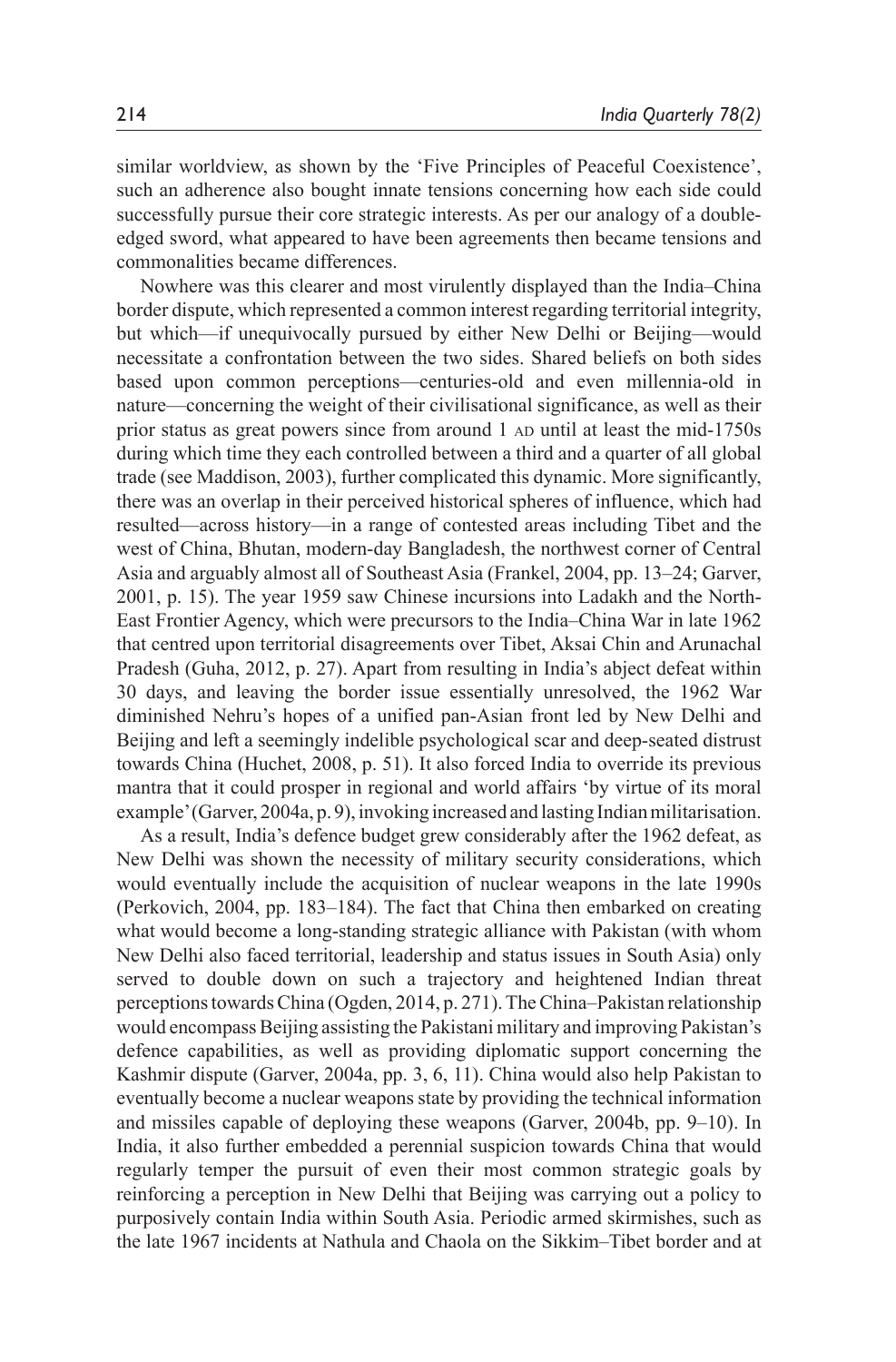similar worldview, as shown by the 'Five Principles of Peaceful Coexistence', such an adherence also bought innate tensions concerning how each side could successfully pursue their core strategic interests. As per our analogy of a double-edged sword, what appeared to have been agreements then became tensions and commonalities became differences.

Nowhere was this clearer and most virulently displayed than the India–China border dispute, which represented a common interest regarding territorial integrity, but which—if unequivocally pursued by either New Delhi or Beijing—would necessitate a confrontation between the two sides. Shared beliefs on both sides based upon common perceptions—centuries-old and even millennia-old in nature—concerning the weight of their civilisational significance, as well as their prior status as great powers since from around 1 AD until at least the mid-1750s during which time they each controlled between a third and a quarter of all global trade (see Maddison, 2003), further complicated this dynamic. More significantly, there was an overlap in their perceived historical spheres of influence, which had resulted—across history—in a range of contested areas including Tibet and the west of China, Bhutan, modern-day Bangladesh, the northwest corner of Central Asia and arguably almost all of Southeast Asia (Frankel, 2004, pp. 13–24; Garver, 2001, p. 15). The year 1959 saw Chinese incursions into Ladakh and the North-East Frontier Agency, which were precursors to the India–China War in late 1962 that centred upon territorial disagreements over Tibet, Aksai Chin and Arunachal Pradesh (Guha, 2012, p. 27). Apart from resulting in India's abject defeat within 30 days, and leaving the border issue essentially unresolved, the 1962 War diminished Nehru's hopes of a unified pan-Asian front led by New Delhi and Beijing and left a seemingly indelible psychological scar and deep-seated distrust towards China (Huchet, 2008, p. 51). It also forced India to override its previous mantra that it could prosper in regional and world affairs 'by virtue of its moral example' (Garver, 2004a, p. 9), invoking increased and lasting Indian militarisation.

As a result, India's defence budget grew considerably after the 1962 defeat, as New Delhi was shown the necessity of military security considerations, which would eventually include the acquisition of nuclear weapons in the late 1990s (Perkovich, 2004, pp. 183–184). The fact that China then embarked on creating what would become a long-standing strategic alliance with Pakistan (with whom New Delhi also faced territorial, leadership and status issues in South Asia) only served to double down on such a trajectory and heightened Indian threat perceptions towards China (Ogden, 2014, p. 271). The China–Pakistan relationship would encompass Beijing assisting the Pakistani military and improving Pakistan's defence capabilities, as well as providing diplomatic support concerning the Kashmir dispute (Garver, 2004a, pp. 3, 6, 11). China would also help Pakistan to eventually become a nuclear weapons state by providing the technical information and missiles capable of deploying these weapons (Garver, 2004b, pp. 9–10). In India, it also further embedded a perennial suspicion towards China that would regularly temper the pursuit of even their most common strategic goals by reinforcing a perception in New Delhi that Beijing was carrying out a policy to purposively contain India within South Asia. Periodic armed skirmishes, such as the late 1967 incidents at Nathula and Chaola on the Sikkim–Tibet border and at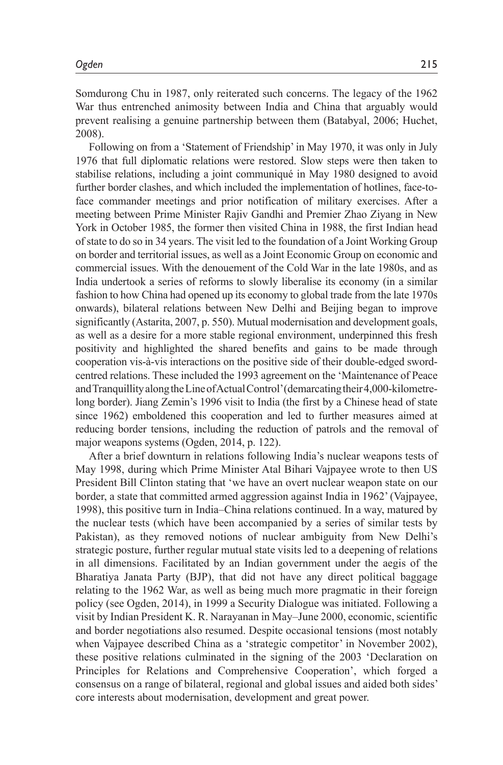Somdurong Chu in 1987, only reiterated such concerns. The legacy of the 1962 War thus entrenched animosity between India and China that arguably would prevent realising a genuine partnership between them (Batabyal, 2006; Huchet, 2008).

Following on from a 'Statement of Friendship' in May 1970, it was only in July 1976 that full diplomatic relations were restored. Slow steps were then taken to stabilise relations, including a joint communiqué in May 1980 designed to avoid further border clashes, and which included the implementation of hotlines, face-to-face commander meetings and prior notification of military exercises. After a meeting between Prime Minister Rajiv Gandhi and Premier Zhao Ziyang in New York in October 1985, the former then visited China in 1988, the first Indian head of state to do so in 34 years. The visit led to the foundation of a Joint Working Group on border and territorial issues, as well as a Joint Economic Group on economic and commercial issues. With the denouement of the Cold War in the late 1980s, and as India undertook a series of reforms to slowly liberalise its economy (in a similar fashion to how China had opened up its economy to global trade from the late 1970s onwards), bilateral relations between New Delhi and Beijing began to improve significantly (Astarita, 2007, p. 550). Mutual modernisation and development goals, as well as a desire for a more stable regional environment, underpinned this fresh positivity and highlighted the shared benefits and gains to be made through cooperation vis-à-vis interactions on the positive side of their double-edged sword-centred relations. These included the 1993 agreement on the 'Maintenance of Peace and Tranquillity along the Line of Actual Control' (demarcating their 4,000-kilometre-long border). Jiang Zemin's 1996 visit to India (the first by a Chinese head of state since 1962) emboldened this cooperation and led to further measures aimed at reducing border tensions, including the reduction of patrols and the removal of major weapons systems (Ogden, 2014, p. 122).

After a brief downturn in relations following India's nuclear weapons tests of May 1998, during which Prime Minister Atal Bihari Vajpayee wrote to then US President Bill Clinton stating that 'we have an overt nuclear weapon state on our border, a state that committed armed aggression against India in 1962' (Vajpayee, 1998), this positive turn in India–China relations continued. In a way, matured by the nuclear tests (which have been accompanied by a series of similar tests by Pakistan), as they removed notions of nuclear ambiguity from New Delhi's strategic posture, further regular mutual state visits led to a deepening of relations in all dimensions. Facilitated by an Indian government under the aegis of the Bharatiya Janata Party (BJP), that did not have any direct political baggage relating to the 1962 War, as well as being much more pragmatic in their foreign policy (see Ogden, 2014), in 1999 a Security Dialogue was initiated. Following a visit by Indian President K. R. Narayanan in May–June 2000, economic, scientific and border negotiations also resumed. Despite occasional tensions (most notably when Vajpayee described China as a 'strategic competitor' in November 2002), these positive relations culminated in the signing of the 2003 'Declaration on Principles for Relations and Comprehensive Cooperation', which forged a consensus on a range of bilateral, regional and global issues and aided both sides' core interests about modernisation, development and great power.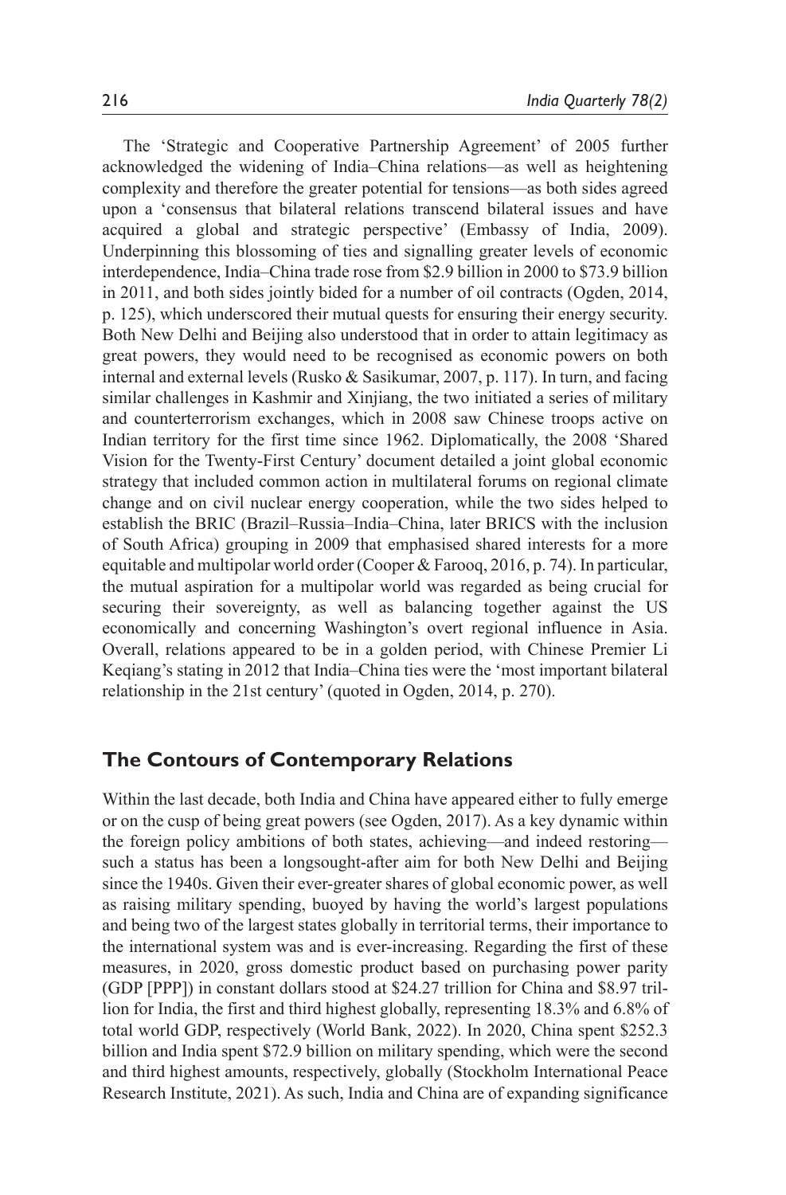The 'Strategic and Cooperative Partnership Agreement' of 2005 further acknowledged the widening of India–China relations—as well as heightening complexity and therefore the greater potential for tensions—as both sides agreed upon a 'consensus that bilateral relations transcend bilateral issues and have acquired a global and strategic perspective' (Embassy of India, 2009). Underpinning this blossoming of ties and signalling greater levels of economic interdependence, India–China trade rose from $2.9 billion in 2000 to $73.9 billion in 2011, and both sides jointly bided for a number of oil contracts (Ogden, 2014, p. 125), which underscored their mutual quests for ensuring their energy security. Both New Delhi and Beijing also understood that in order to attain legitimacy as great powers, they would need to be recognised as economic powers on both internal and external levels (Rusko & Sasikumar, 2007, p. 117). In turn, and facing similar challenges in Kashmir and Xinjiang, the two initiated a series of military and counterterrorism exchanges, which in 2008 saw Chinese troops active on Indian territory for the first time since 1962. Diplomatically, the 2008 'Shared Vision for the Twenty-First Century' document detailed a joint global economic strategy that included common action in multilateral forums on regional climate change and on civil nuclear energy cooperation, while the two sides helped to establish the BRIC (Brazil–Russia–India–China, later BRICS with the inclusion of South Africa) grouping in 2009 that emphasised shared interests for a more equitable and multipolar world order (Cooper & Farooq, 2016, p. 74). In particular, the mutual aspiration for a multipolar world was regarded as being crucial for securing their sovereignty, as well as balancing together against the US economically and concerning Washington's overt regional influence in Asia. Overall, relations appeared to be in a golden period, with Chinese Premier Li Keqiang's stating in 2012 that India–China ties were the 'most important bilateral relationship in the 21st century' (quoted in Ogden, 2014, p. 270).

## The Contours of Contemporary Relations

Within the last decade, both India and China have appeared either to fully emerge or on the cusp of being great powers (see Ogden, 2017). As a key dynamic within the foreign policy ambitions of both states, achieving—and indeed restoring—such a status has been a longsought-after aim for both New Delhi and Beijing since the 1940s. Given their ever-greater shares of global economic power, as well as raising military spending, buoyed by having the world's largest populations and being two of the largest states globally in territorial terms, their importance to the international system was and is ever-increasing. Regarding the first of these measures, in 2020, gross domestic product based on purchasing power parity (GDP [PPP]) in constant dollars stood at $24.27 trillion for China and $8.97 trillion for India, the first and third highest globally, representing 18.3% and 6.8% of total world GDP, respectively (World Bank, 2022). In 2020, China spent $252.3 billion and India spent $72.9 billion on military spending, which were the second and third highest amounts, respectively, globally (Stockholm International Peace Research Institute, 2021). As such, India and China are of expanding significance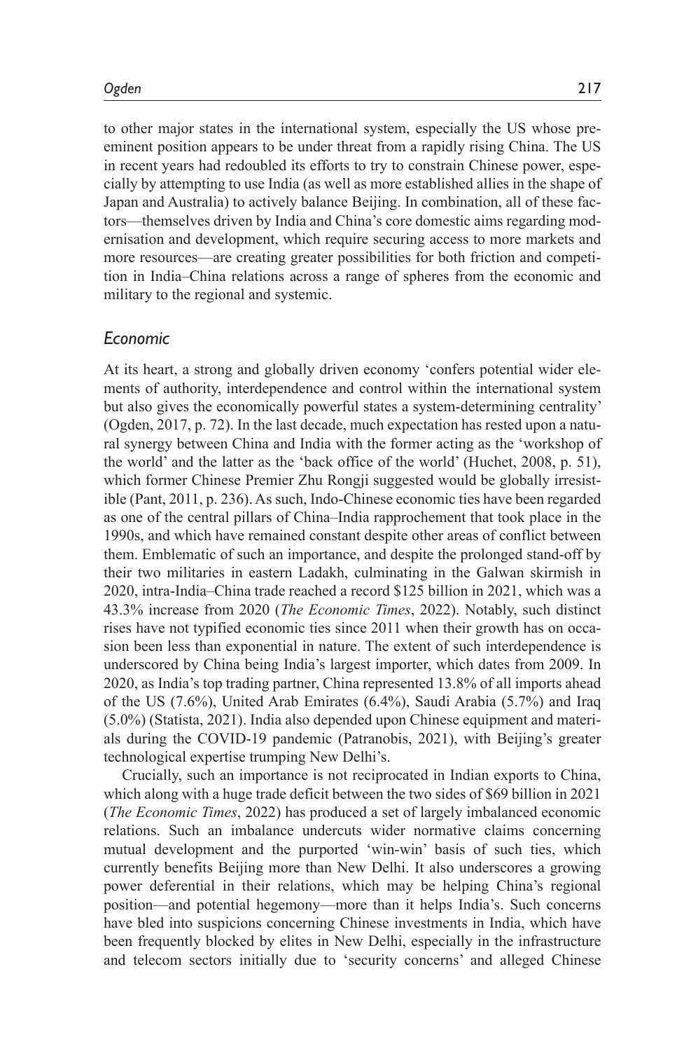to other major states in the international system, especially the US whose preeminent position appears to be under threat from a rapidly rising China. The US in recent years had redoubled its efforts to try to constrain Chinese power, especially by attempting to use India (as well as more established allies in the shape of Japan and Australia) to actively balance Beijing. In combination, all of these factors—themselves driven by India and China's core domestic aims regarding modernisation and development, which require securing access to more markets and more resources—are creating greater possibilities for both friction and competition in India–China relations across a range of spheres from the economic and military to the regional and systemic.

### *Economic*

At its heart, a strong and globally driven economy 'confers potential wider elements of authority, interdependence and control within the international system but also gives the economically powerful states a system-determining centrality' (Ogden, 2017, p. 72). In the last decade, much expectation has rested upon a natural synergy between China and India with the former acting as the 'workshop of the world' and the latter as the 'back office of the world' (Huchet, 2008, p. 51), which former Chinese Premier Zhu Rongji suggested would be globally irresistible (Pant, 2011, p. 236). As such, Indo-Chinese economic ties have been regarded as one of the central pillars of China–India rapprochement that took place in the 1990s, and which have remained constant despite other areas of conflict between them. Emblematic of such an importance, and despite the prolonged stand-off by their two militaries in eastern Ladakh, culminating in the Galwan skirmish in 2020, intra-India–China trade reached a record \$125 billion in 2021, which was a 43.3% increase from 2020 (*The Economic Times*, 2022). Notably, such distinct rises have not typified economic ties since 2011 when their growth has on occasion been less than exponential in nature. The extent of such interdependence is underscored by China being India's largest importer, which dates from 2009. In 2020, as India's top trading partner, China represented 13.8% of all imports ahead of the US (7.6%), United Arab Emirates (6.4%), Saudi Arabia (5.7%) and Iraq (5.0%) (Statista, 2021). India also depended upon Chinese equipment and materials during the COVID-19 pandemic (Patranobis, 2021), with Beijing's greater technological expertise trumping New Delhi's.

Crucially, such an importance is not reciprocated in Indian exports to China, which along with a huge trade deficit between the two sides of \$69 billion in 2021 (*The Economic Times*, 2022) has produced a set of largely imbalanced economic relations. Such an imbalance undercuts wider normative claims concerning mutual development and the purported 'win-win' basis of such ties, which currently benefits Beijing more than New Delhi. It also underscores a growing power deferential in their relations, which may be helping China's regional position—and potential hegemony—more than it helps India's. Such concerns have bled into suspicions concerning Chinese investments in India, which have been frequently blocked by elites in New Delhi, especially in the infrastructure and telecom sectors initially due to 'security concerns' and alleged Chinese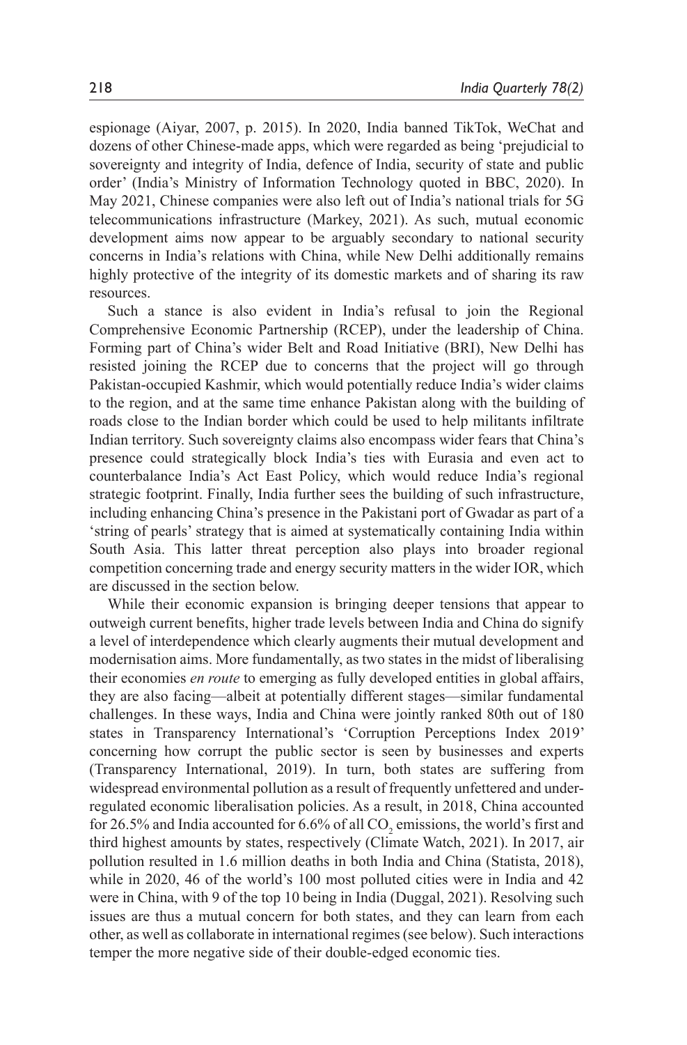espionage (Aiyar, 2007, p. 2015). In 2020, India banned TikTok, WeChat and dozens of other Chinese-made apps, which were regarded as being 'prejudicial to sovereignty and integrity of India, defence of India, security of state and public order' (India's Ministry of Information Technology quoted in BBC, 2020). In May 2021, Chinese companies were also left out of India's national trials for 5G telecommunications infrastructure (Markey, 2021). As such, mutual economic development aims now appear to be arguably secondary to national security concerns in India's relations with China, while New Delhi additionally remains highly protective of the integrity of its domestic markets and of sharing its raw resources.

Such a stance is also evident in India's refusal to join the Regional Comprehensive Economic Partnership (RCEP), under the leadership of China. Forming part of China's wider Belt and Road Initiative (BRI), New Delhi has resisted joining the RCEP due to concerns that the project will go through Pakistan-occupied Kashmir, which would potentially reduce India's wider claims to the region, and at the same time enhance Pakistan along with the building of roads close to the Indian border which could be used to help militants infiltrate Indian territory. Such sovereignty claims also encompass wider fears that China's presence could strategically block India's ties with Eurasia and even act to counterbalance India's Act East Policy, which would reduce India's regional strategic footprint. Finally, India further sees the building of such infrastructure, including enhancing China's presence in the Pakistani port of Gwadar as part of a 'string of pearls' strategy that is aimed at systematically containing India within South Asia. This latter threat perception also plays into broader regional competition concerning trade and energy security matters in the wider IOR, which are discussed in the section below.

While their economic expansion is bringing deeper tensions that appear to outweigh current benefits, higher trade levels between India and China do signify a level of interdependence which clearly augments their mutual development and modernisation aims. More fundamentally, as two states in the midst of liberalising their economies *en route* to emerging as fully developed entities in global affairs, they are also facing—albeit at potentially different stages—similar fundamental challenges. In these ways, India and China were jointly ranked 80th out of 180 states in Transparency International's 'Corruption Perceptions Index 2019' concerning how corrupt the public sector is seen by businesses and experts (Transparency International, 2019). In turn, both states are suffering from widespread environmental pollution as a result of frequently unfettered and under-regulated economic liberalisation policies. As a result, in 2018, China accounted for 26.5% and India accounted for 6.6% of all $CO_2$ emissions, the world's first and third highest amounts by states, respectively (Climate Watch, 2021). In 2017, air pollution resulted in 1.6 million deaths in both India and China (Statista, 2018), while in 2020, 46 of the world's 100 most polluted cities were in India and 42 were in China, with 9 of the top 10 being in India (Duggal, 2021). Resolving such issues are thus a mutual concern for both states, and they can learn from each other, as well as collaborate in international regimes (see below). Such interactions temper the more negative side of their double-edged economic ties.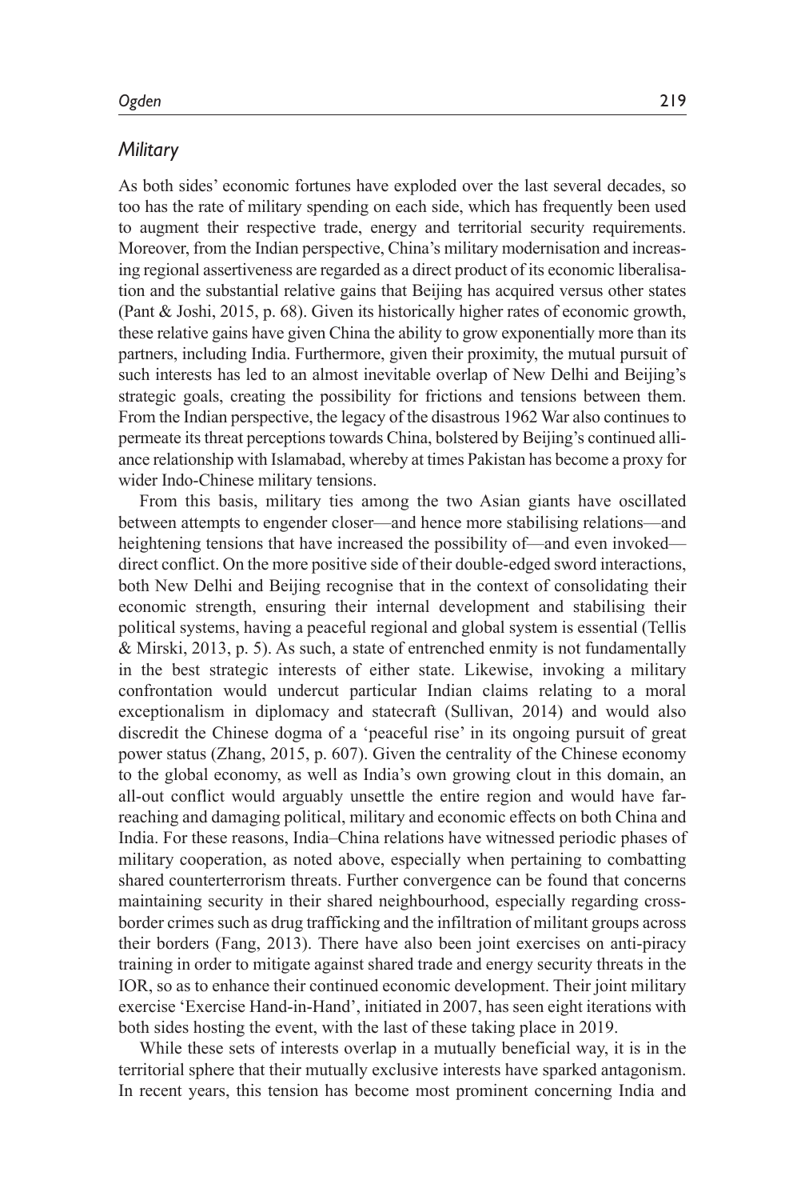### *Military*

As both sides' economic fortunes have exploded over the last several decades, so too has the rate of military spending on each side, which has frequently been used to augment their respective trade, energy and territorial security requirements. Moreover, from the Indian perspective, China's military modernisation and increasing regional assertiveness are regarded as a direct product of its economic liberalisation and the substantial relative gains that Beijing has acquired versus other states (Pant & Joshi, 2015, p. 68). Given its historically higher rates of economic growth, these relative gains have given China the ability to grow exponentially more than its partners, including India. Furthermore, given their proximity, the mutual pursuit of such interests has led to an almost inevitable overlap of New Delhi and Beijing's strategic goals, creating the possibility for frictions and tensions between them. From the Indian perspective, the legacy of the disastrous 1962 War also continues to permeate its threat perceptions towards China, bolstered by Beijing's continued alliance relationship with Islamabad, whereby at times Pakistan has become a proxy for wider Indo-Chinese military tensions.

From this basis, military ties among the two Asian giants have oscillated between attempts to engender closer—and hence more stabilising relations—and heightening tensions that have increased the possibility of—and even invoked—direct conflict. On the more positive side of their double-edged sword interactions, both New Delhi and Beijing recognise that in the context of consolidating their economic strength, ensuring their internal development and stabilising their political systems, having a peaceful regional and global system is essential (Tellis & Mirski, 2013, p. 5). As such, a state of entrenched enmity is not fundamentally in the best strategic interests of either state. Likewise, invoking a military confrontation would undercut particular Indian claims relating to a moral exceptionalism in diplomacy and statecraft (Sullivan, 2014) and would also discredit the Chinese dogma of a 'peaceful rise' in its ongoing pursuit of great power status (Zhang, 2015, p. 607). Given the centrality of the Chinese economy to the global economy, as well as India's own growing clout in this domain, an all-out conflict would arguably unsettle the entire region and would have far-reaching and damaging political, military and economic effects on both China and India. For these reasons, India–China relations have witnessed periodic phases of military cooperation, as noted above, especially when pertaining to combatting shared counterterrorism threats. Further convergence can be found that concerns maintaining security in their shared neighbourhood, especially regarding cross-border crimes such as drug trafficking and the infiltration of militant groups across their borders (Fang, 2013). There have also been joint exercises on anti-piracy training in order to mitigate against shared trade and energy security threats in the IOR, so as to enhance their continued economic development. Their joint military exercise 'Exercise Hand-in-Hand', initiated in 2007, has seen eight iterations with both sides hosting the event, with the last of these taking place in 2019.

While these sets of interests overlap in a mutually beneficial way, it is in the territorial sphere that their mutually exclusive interests have sparked antagonism. In recent years, this tension has become most prominent concerning India and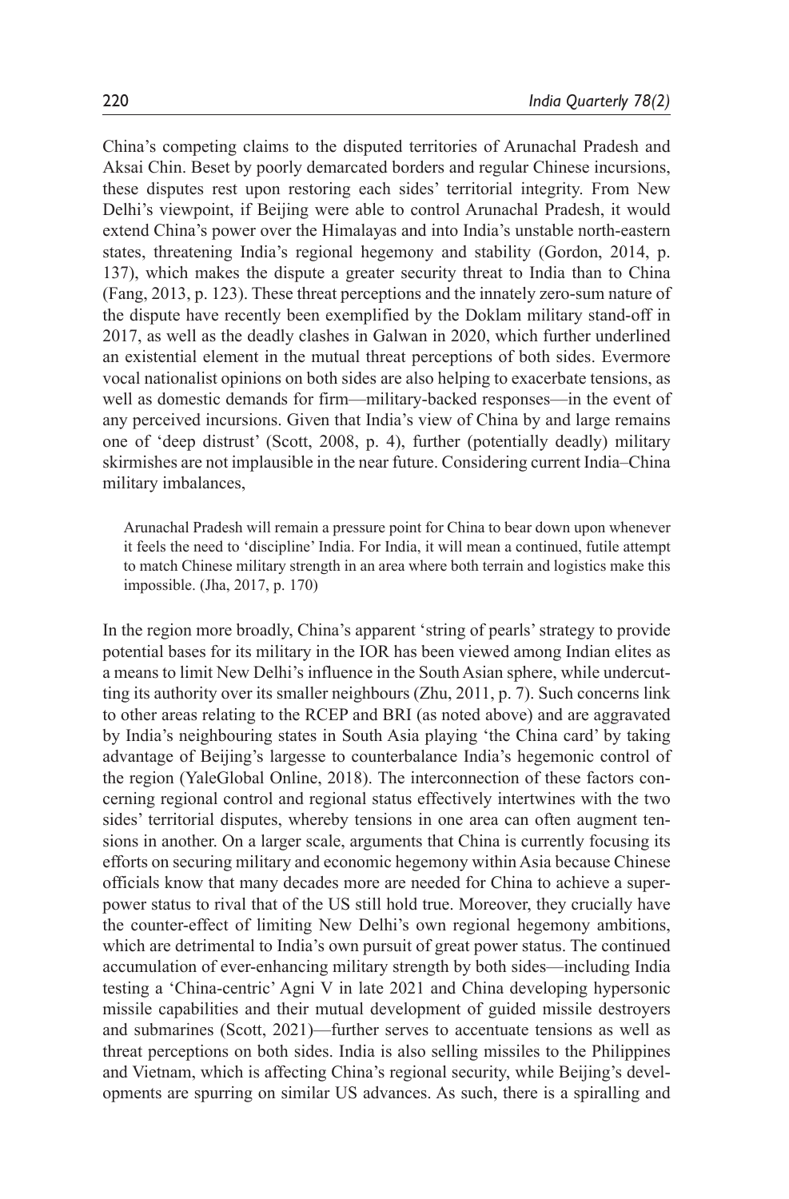China's competing claims to the disputed territories of Arunachal Pradesh and Aksai Chin. Beset by poorly demarcated borders and regular Chinese incursions, these disputes rest upon restoring each sides' territorial integrity. From New Delhi's viewpoint, if Beijing were able to control Arunachal Pradesh, it would extend China's power over the Himalayas and into India's unstable north-eastern states, threatening India's regional hegemony and stability (Gordon, 2014, p. 137), which makes the dispute a greater security threat to India than to China (Fang, 2013, p. 123). These threat perceptions and the innately zero-sum nature of the dispute have recently been exemplified by the Doklam military stand-off in 2017, as well as the deadly clashes in Galwan in 2020, which further underlined an existential element in the mutual threat perceptions of both sides. Evermore vocal nationalist opinions on both sides are also helping to exacerbate tensions, as well as domestic demands for firm—military-backed responses—in the event of any perceived incursions. Given that India's view of China by and large remains one of 'deep distrust' (Scott, 2008, p. 4), further (potentially deadly) military skirmishes are not implausible in the near future. Considering current India–China military imbalances,

> Arunachal Pradesh will remain a pressure point for China to bear down upon whenever it feels the need to 'discipline' India. For India, it will mean a continued, futile attempt to match Chinese military strength in an area where both terrain and logistics make this impossible. (Jha, 2017, p. 170)

In the region more broadly, China's apparent 'string of pearls' strategy to provide potential bases for its military in the IOR has been viewed among Indian elites as a means to limit New Delhi's influence in the South Asian sphere, while undercutting its authority over its smaller neighbours (Zhu, 2011, p. 7). Such concerns link to other areas relating to the RCEP and BRI (as noted above) and are aggravated by India's neighbouring states in South Asia playing 'the China card' by taking advantage of Beijing's largesse to counterbalance India's hegemonic control of the region (YaleGlobal Online, 2018). The interconnection of these factors concerning regional control and regional status effectively intertwines with the two sides' territorial disputes, whereby tensions in one area can often augment tensions in another. On a larger scale, arguments that China is currently focusing its efforts on securing military and economic hegemony within Asia because Chinese officials know that many decades more are needed for China to achieve a superpower status to rival that of the US still hold true. Moreover, they crucially have the counter-effect of limiting New Delhi's own regional hegemony ambitions, which are detrimental to India's own pursuit of great power status. The continued accumulation of ever-enhancing military strength by both sides—including India testing a 'China-centric' Agni V in late 2021 and China developing hypersonic missile capabilities and their mutual development of guided missile destroyers and submarines (Scott, 2021)—further serves to accentuate tensions as well as threat perceptions on both sides. India is also selling missiles to the Philippines and Vietnam, which is affecting China's regional security, while Beijing's developments are spurring on similar US advances. As such, there is a spiralling and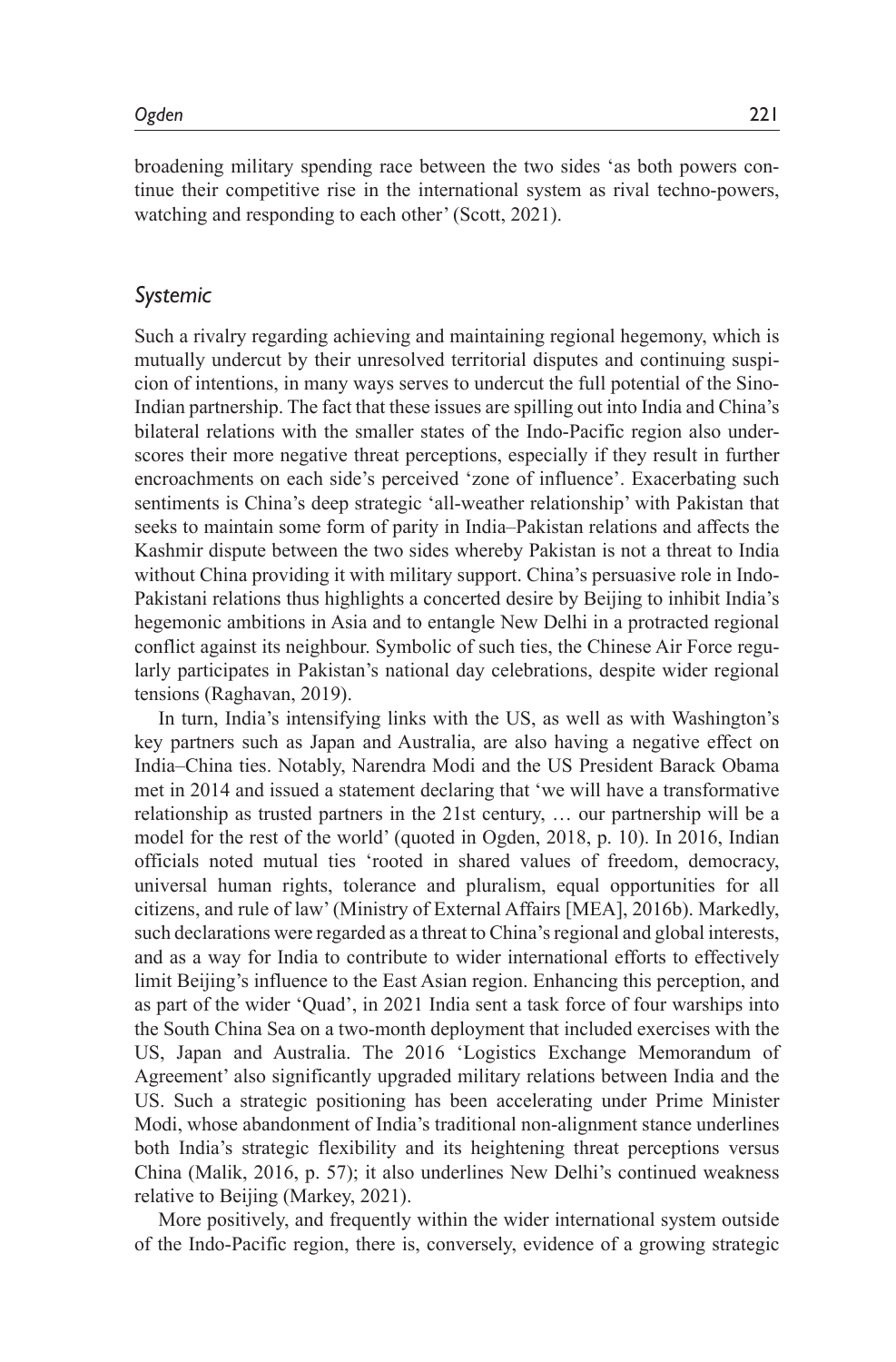broadening military spending race between the two sides 'as both powers continue their competitive rise in the international system as rival techno-powers, watching and responding to each other' (Scott, 2021).

### *Systemic*

Such a rivalry regarding achieving and maintaining regional hegemony, which is mutually undercut by their unresolved territorial disputes and continuing suspicion of intentions, in many ways serves to undercut the full potential of the Sino-Indian partnership. The fact that these issues are spilling out into India and China's bilateral relations with the smaller states of the Indo-Pacific region also underscores their more negative threat perceptions, especially if they result in further encroachments on each side's perceived 'zone of influence'. Exacerbating such sentiments is China's deep strategic 'all-weather relationship' with Pakistan that seeks to maintain some form of parity in India–Pakistan relations and affects the Kashmir dispute between the two sides whereby Pakistan is not a threat to India without China providing it with military support. China's persuasive role in Indo-Pakistani relations thus highlights a concerted desire by Beijing to inhibit India's hegemonic ambitions in Asia and to entangle New Delhi in a protracted regional conflict against its neighbour. Symbolic of such ties, the Chinese Air Force regularly participates in Pakistan's national day celebrations, despite wider regional tensions (Raghavan, 2019).

In turn, India's intensifying links with the US, as well as with Washington's key partners such as Japan and Australia, are also having a negative effect on India–China ties. Notably, Narendra Modi and the US President Barack Obama met in 2014 and issued a statement declaring that 'we will have a transformative relationship as trusted partners in the 21st century, … our partnership will be a model for the rest of the world' (quoted in Ogden, 2018, p. 10). In 2016, Indian officials noted mutual ties 'rooted in shared values of freedom, democracy, universal human rights, tolerance and pluralism, equal opportunities for all citizens, and rule of law' (Ministry of External Affairs [MEA], 2016b). Markedly, such declarations were regarded as a threat to China's regional and global interests, and as a way for India to contribute to wider international efforts to effectively limit Beijing's influence to the East Asian region. Enhancing this perception, and as part of the wider 'Quad', in 2021 India sent a task force of four warships into the South China Sea on a two-month deployment that included exercises with the US, Japan and Australia. The 2016 'Logistics Exchange Memorandum of Agreement' also significantly upgraded military relations between India and the US. Such a strategic positioning has been accelerating under Prime Minister Modi, whose abandonment of India's traditional non-alignment stance underlines both India's strategic flexibility and its heightening threat perceptions versus China (Malik, 2016, p. 57); it also underlines New Delhi's continued weakness relative to Beijing (Markey, 2021).

More positively, and frequently within the wider international system outside of the Indo-Pacific region, there is, conversely, evidence of a growing strategic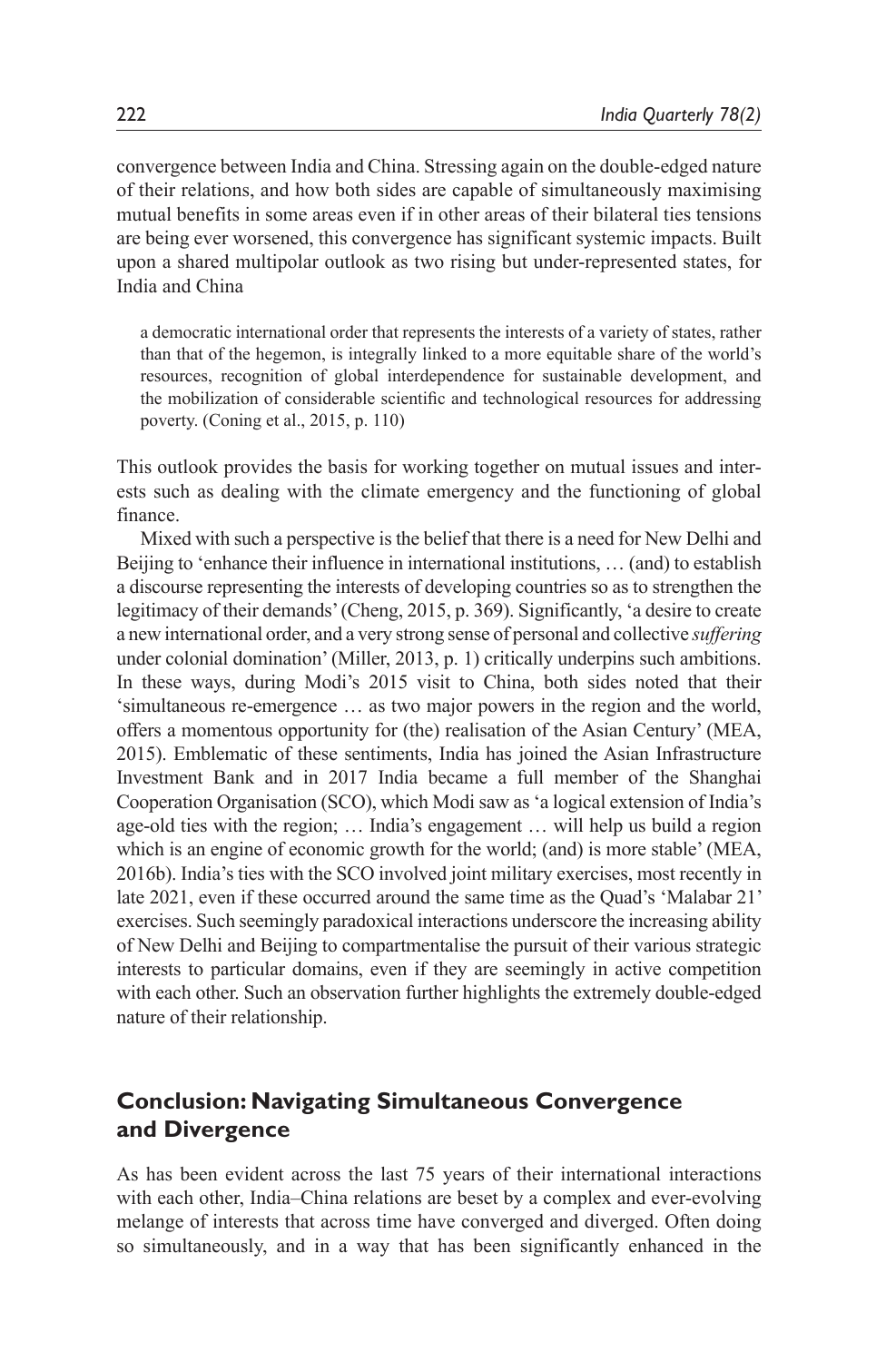convergence between India and China. Stressing again on the double-edged nature of their relations, and how both sides are capable of simultaneously maximising mutual benefits in some areas even if in other areas of their bilateral ties tensions are being ever worsened, this convergence has significant systemic impacts. Built upon a shared multipolar outlook as two rising but under-represented states, for India and China

> a democratic international order that represents the interests of a variety of states, rather than that of the hegemon, is integrally linked to a more equitable share of the world's resources, recognition of global interdependence for sustainable development, and the mobilization of considerable scientific and technological resources for addressing poverty. (Coning et al., 2015, p. 110)

This outlook provides the basis for working together on mutual issues and interests such as dealing with the climate emergency and the functioning of global finance.

Mixed with such a perspective is the belief that there is a need for New Delhi and Beijing to 'enhance their influence in international institutions, … (and) to establish a discourse representing the interests of developing countries so as to strengthen the legitimacy of their demands' (Cheng, 2015, p. 369). Significantly, 'a desire to create a new international order, and a very strong sense of personal and collective *suffering* under colonial domination' (Miller, 2013, p. 1) critically underpins such ambitions. In these ways, during Modi's 2015 visit to China, both sides noted that their 'simultaneous re-emergence … as two major powers in the region and the world, offers a momentous opportunity for (the) realisation of the Asian Century' (MEA, 2015). Emblematic of these sentiments, India has joined the Asian Infrastructure Investment Bank and in 2017 India became a full member of the Shanghai Cooperation Organisation (SCO), which Modi saw as 'a logical extension of India's age-old ties with the region; … India's engagement … will help us build a region which is an engine of economic growth for the world; (and) is more stable' (MEA, 2016b). India's ties with the SCO involved joint military exercises, most recently in late 2021, even if these occurred around the same time as the Quad's 'Malabar 21' exercises. Such seemingly paradoxical interactions underscore the increasing ability of New Delhi and Beijing to compartmentalise the pursuit of their various strategic interests to particular domains, even if they are seemingly in active competition with each other. Such an observation further highlights the extremely double-edged nature of their relationship.

## Conclusion: Navigating Simultaneous Convergence and Divergence

As has been evident across the last 75 years of their international interactions with each other, India–China relations are beset by a complex and ever-evolving melange of interests that across time have converged and diverged. Often doing so simultaneously, and in a way that has been significantly enhanced in the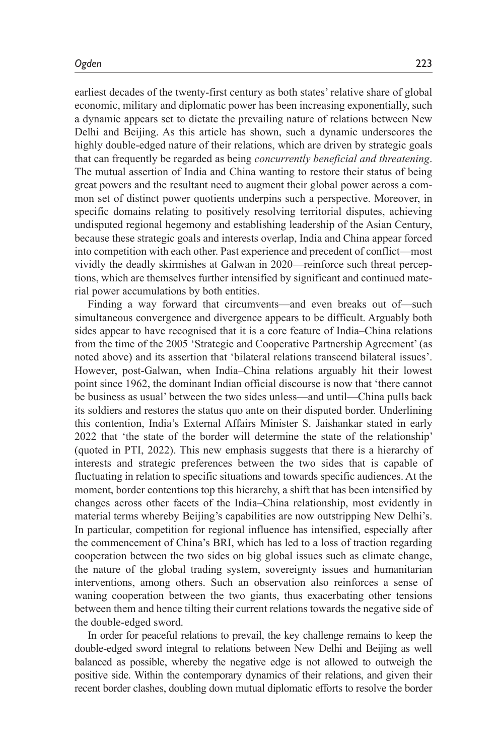earliest decades of the twenty-first century as both states' relative share of global economic, military and diplomatic power has been increasing exponentially, such a dynamic appears set to dictate the prevailing nature of relations between New Delhi and Beijing. As this article has shown, such a dynamic underscores the highly double-edged nature of their relations, which are driven by strategic goals that can frequently be regarded as being *concurrently beneficial and threatening*. The mutual assertion of India and China wanting to restore their status of being great powers and the resultant need to augment their global power across a common set of distinct power quotients underpins such a perspective. Moreover, in specific domains relating to positively resolving territorial disputes, achieving undisputed regional hegemony and establishing leadership of the Asian Century, because these strategic goals and interests overlap, India and China appear forced into competition with each other. Past experience and precedent of conflict—most vividly the deadly skirmishes at Galwan in 2020—reinforce such threat perceptions, which are themselves further intensified by significant and continued material power accumulations by both entities.

Finding a way forward that circumvents—and even breaks out of—such simultaneous convergence and divergence appears to be difficult. Arguably both sides appear to have recognised that it is a core feature of India–China relations from the time of the 2005 'Strategic and Cooperative Partnership Agreement' (as noted above) and its assertion that 'bilateral relations transcend bilateral issues'. However, post-Galwan, when India–China relations arguably hit their lowest point since 1962, the dominant Indian official discourse is now that 'there cannot be business as usual' between the two sides unless—and until—China pulls back its soldiers and restores the status quo ante on their disputed border. Underlining this contention, India's External Affairs Minister S. Jaishankar stated in early 2022 that 'the state of the border will determine the state of the relationship' (quoted in PTI, 2022). This new emphasis suggests that there is a hierarchy of interests and strategic preferences between the two sides that is capable of fluctuating in relation to specific situations and towards specific audiences. At the moment, border contentions top this hierarchy, a shift that has been intensified by changes across other facets of the India–China relationship, most evidently in material terms whereby Beijing's capabilities are now outstripping New Delhi's. In particular, competition for regional influence has intensified, especially after the commencement of China's BRI, which has led to a loss of traction regarding cooperation between the two sides on big global issues such as climate change, the nature of the global trading system, sovereignty issues and humanitarian interventions, among others. Such an observation also reinforces a sense of waning cooperation between the two giants, thus exacerbating other tensions between them and hence tilting their current relations towards the negative side of the double-edged sword.

In order for peaceful relations to prevail, the key challenge remains to keep the double-edged sword integral to relations between New Delhi and Beijing as well balanced as possible, whereby the negative edge is not allowed to outweigh the positive side. Within the contemporary dynamics of their relations, and given their recent border clashes, doubling down mutual diplomatic efforts to resolve the border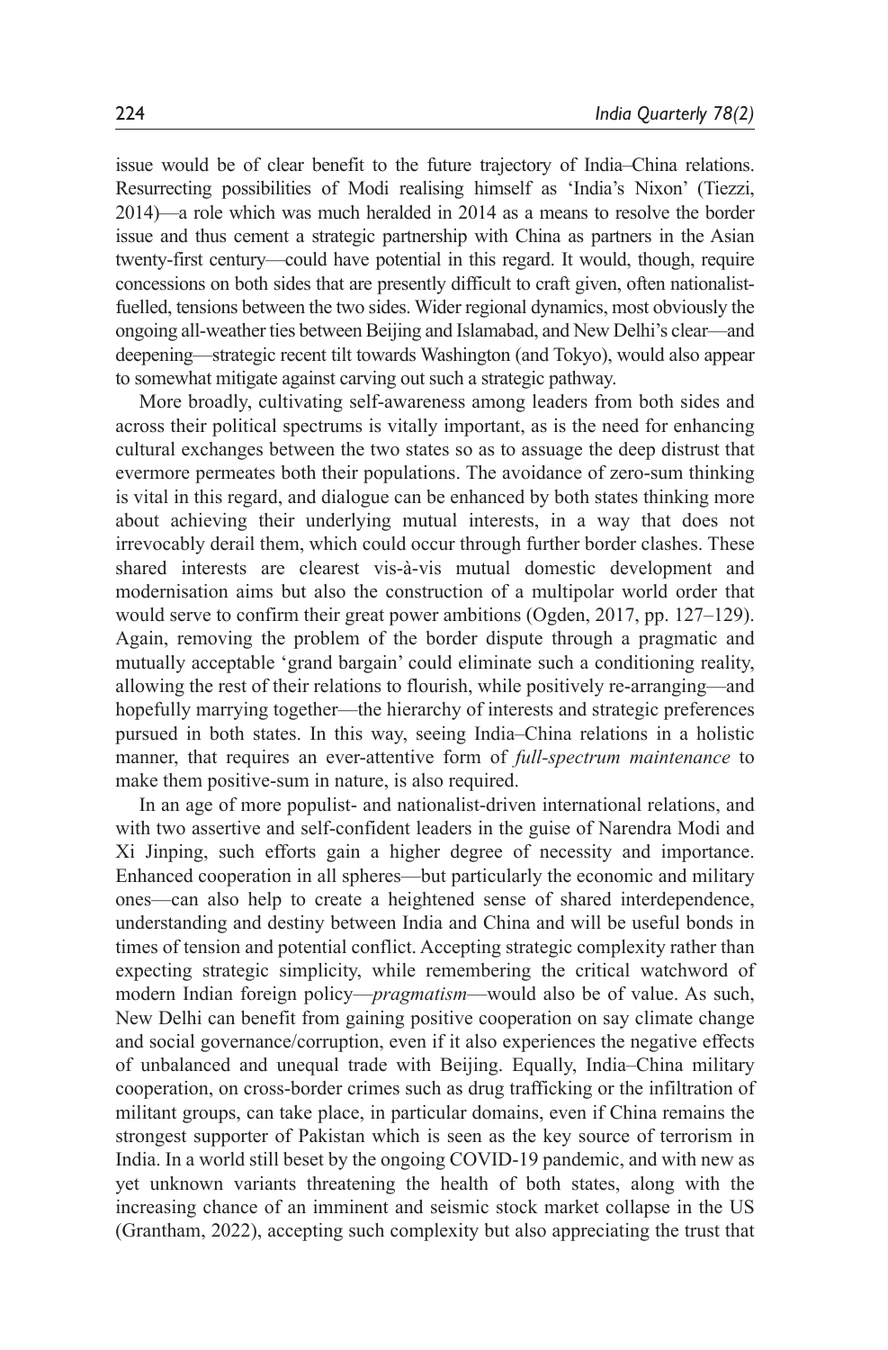issue would be of clear benefit to the future trajectory of India–China relations. Resurrecting possibilities of Modi realising himself as 'India's Nixon' (Tiezzi, 2014)—a role which was much heralded in 2014 as a means to resolve the border issue and thus cement a strategic partnership with China as partners in the Asian twenty-first century—could have potential in this regard. It would, though, require concessions on both sides that are presently difficult to craft given, often nationalist-fuelled, tensions between the two sides. Wider regional dynamics, most obviously the ongoing all-weather ties between Beijing and Islamabad, and New Delhi's clear—and deepening—strategic recent tilt towards Washington (and Tokyo), would also appear to somewhat mitigate against carving out such a strategic pathway.

More broadly, cultivating self-awareness among leaders from both sides and across their political spectrums is vitally important, as is the need for enhancing cultural exchanges between the two states so as to assuage the deep distrust that evermore permeates both their populations. The avoidance of zero-sum thinking is vital in this regard, and dialogue can be enhanced by both states thinking more about achieving their underlying mutual interests, in a way that does not irrevocably derail them, which could occur through further border clashes. These shared interests are clearest vis-à-vis mutual domestic development and modernisation aims but also the construction of a multipolar world order that would serve to confirm their great power ambitions (Ogden, 2017, pp. 127–129). Again, removing the problem of the border dispute through a pragmatic and mutually acceptable 'grand bargain' could eliminate such a conditioning reality, allowing the rest of their relations to flourish, while positively re-arranging—and hopefully marrying together—the hierarchy of interests and strategic preferences pursued in both states. In this way, seeing India–China relations in a holistic manner, that requires an ever-attentive form of *full-spectrum maintenance* to make them positive-sum in nature, is also required.

In an age of more populist- and nationalist-driven international relations, and with two assertive and self-confident leaders in the guise of Narendra Modi and Xi Jinping, such efforts gain a higher degree of necessity and importance. Enhanced cooperation in all spheres—but particularly the economic and military ones—can also help to create a heightened sense of shared interdependence, understanding and destiny between India and China and will be useful bonds in times of tension and potential conflict. Accepting strategic complexity rather than expecting strategic simplicity, while remembering the critical watchword of modern Indian foreign policy—*pragmatism*—would also be of value. As such, New Delhi can benefit from gaining positive cooperation on say climate change and social governance/corruption, even if it also experiences the negative effects of unbalanced and unequal trade with Beijing. Equally, India–China military cooperation, on cross-border crimes such as drug trafficking or the infiltration of militant groups, can take place, in particular domains, even if China remains the strongest supporter of Pakistan which is seen as the key source of terrorism in India. In a world still beset by the ongoing COVID-19 pandemic, and with new as yet unknown variants threatening the health of both states, along with the increasing chance of an imminent and seismic stock market collapse in the US (Grantham, 2022), accepting such complexity but also appreciating the trust that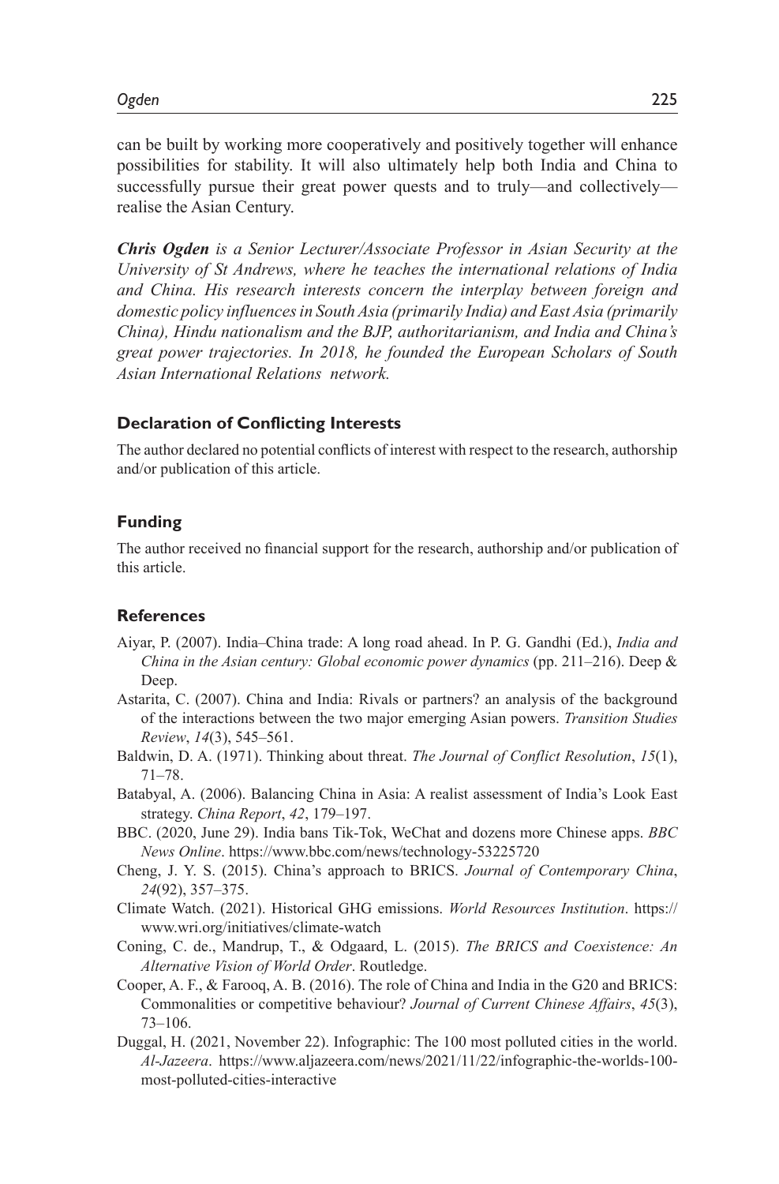can be built by working more cooperatively and positively together will enhance possibilities for stability. It will also ultimately help both India and China to successfully pursue their great power quests and to truly—and collectively—realise the Asian Century.

***Chris Ogden** is a Senior Lecturer/Associate Professor in Asian Security at the University of St Andrews, where he teaches the international relations of India and China. His research interests concern the interplay between foreign and domestic policy influences in South Asia (primarily India) and East Asia (primarily China), Hindu nationalism and the BJP, authoritarianism, and India and China's great power trajectories. In 2018, he founded the European Scholars of South Asian International Relations network.*

### Declaration of Conflicting Interests

The author declared no potential conflicts of interest with respect to the research, authorship and/or publication of this article.

### Funding

The author received no financial support for the research, authorship and/or publication of this article.

### References

Aiyar, P. (2007). India–China trade: A long road ahead. In P. G. Gandhi (Ed.), *India and China in the Asian century: Global economic power dynamics* (pp. 211–216). Deep & Deep.

Astarita, C. (2007). China and India: Rivals or partners? an analysis of the background of the interactions between the two major emerging Asian powers. *Transition Studies Review*, *14*(3), 545–561.

Baldwin, D. A. (1971). Thinking about threat. *The Journal of Conflict Resolution*, *15*(1), 71–78.

Batabyal, A. (2006). Balancing China in Asia: A realist assessment of India's Look East strategy. *China Report*, *42*, 179–197.

BBC. (2020, June 29). India bans Tik-Tok, WeChat and dozens more Chinese apps. *BBC News Online*. https://www.bbc.com/news/technology-53225720

Cheng, J. Y. S. (2015). China's approach to BRICS. *Journal of Contemporary China*, *24*(92), 357–375.

Climate Watch. (2021). Historical GHG emissions. *World Resources Institution*. https://www.wri.org/initiatives/climate-watch

Coning, C. de., Mandrup, T., & Odgaard, L. (2015). *The BRICS and Coexistence: An Alternative Vision of World Order*. Routledge.

Cooper, A. F., & Farooq, A. B. (2016). The role of China and India in the G20 and BRICS: Commonalities or competitive behaviour? *Journal of Current Chinese Affairs*, *45*(3), 73–106.

Duggal, H. (2021, November 22). Infographic: The 100 most polluted cities in the world. *Al-Jazeera*. https://www.aljazeera.com/news/2021/11/22/infographic-the-worlds-100-most-polluted-cities-interactive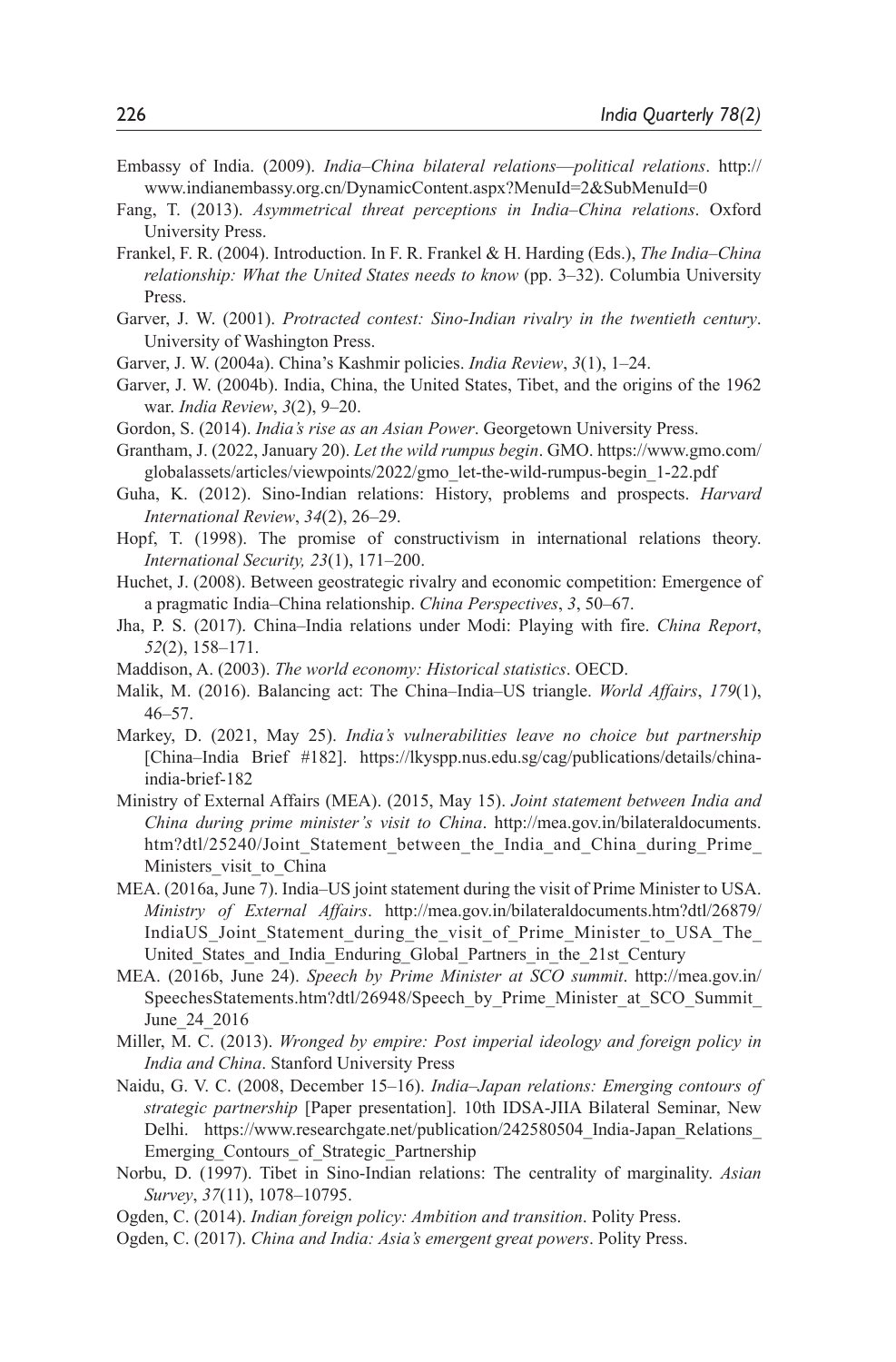Embassy of India. (2009). *India–China bilateral relations—political relations*. http://www.indianembassy.org.cn/DynamicContent.aspx?MenuId=2&SubMenuId=0

Fang, T. (2013). *Asymmetrical threat perceptions in India–China relations*. Oxford University Press.

Frankel, F. R. (2004). Introduction. In F. R. Frankel & H. Harding (Eds.), *The India–China relationship: What the United States needs to know* (pp. 3–32). Columbia University Press.

Garver, J. W. (2001). *Protracted contest: Sino-Indian rivalry in the twentieth century*. University of Washington Press.

Garver, J. W. (2004a). China's Kashmir policies. *India Review*, *3*(1), 1–24.

Garver, J. W. (2004b). India, China, the United States, Tibet, and the origins of the 1962 war. *India Review*, *3*(2), 9–20.

Gordon, S. (2014). *India's rise as an Asian Power*. Georgetown University Press.

Grantham, J. (2022, January 20). *Let the wild rumpus begin*. GMO. https://www.gmo.com/globalassets/articles/viewpoints/2022/gmo_let-the-wild-rumpus-begin_1-22.pdf

Guha, K. (2012). Sino-Indian relations: History, problems and prospects. *Harvard International Review*, *34*(2), 26–29.

Hopf, T. (1998). The promise of constructivism in international relations theory. *International Security, 23*(1), 171–200.

Huchet, J. (2008). Between geostrategic rivalry and economic competition: Emergence of a pragmatic India–China relationship. *China Perspectives*, *3*, 50–67.

Jha, P. S. (2017). China–India relations under Modi: Playing with fire. *China Report*, *52*(2), 158–171.

Maddison, A. (2003). *The world economy: Historical statistics*. OECD.

Malik, M. (2016). Balancing act: The China–India–US triangle. *World Affairs*, *179*(1), 46–57.

Markey, D. (2021, May 25). *India's vulnerabilities leave no choice but partnership* [China–India Brief #182]. https://lkyspp.nus.edu.sg/cag/publications/details/china-india-brief-182

Ministry of External Affairs (MEA). (2015, May 15). *Joint statement between India and China during prime minister's visit to China*. http://mea.gov.in/bilateraldocuments.htm?dtl/25240/Joint_Statement_between_the_India_and_China_during_Prime_Ministers_visit_to_China

MEA. (2016a, June 7). India–US joint statement during the visit of Prime Minister to USA. *Ministry of External Affairs*. http://mea.gov.in/bilateraldocuments.htm?dtl/26879/IndiaUS_Joint_Statement_during_the_visit_of_Prime_Minister_to_USA_The_United_States_and_India_Enduring_Global_Partners_in_the_21st_Century

MEA. (2016b, June 24). *Speech by Prime Minister at SCO summit*. http://mea.gov.in/SpeechesStatements.htm?dtl/26948/Speech_by_Prime_Minister_at_SCO_Summit_June_24_2016

Miller, M. C. (2013). *Wronged by empire: Post imperial ideology and foreign policy in India and China*. Stanford University Press

Naidu, G. V. C. (2008, December 15–16). *India–Japan relations: Emerging contours of strategic partnership* [Paper presentation]. 10th IDSA-JIIA Bilateral Seminar, New Delhi. https://www.researchgate.net/publication/242580504_India-Japan_Relations_Emerging_Contours_of_Strategic_Partnership

Norbu, D. (1997). Tibet in Sino-Indian relations: The centrality of marginality. *Asian Survey*, *37*(11), 1078–10795.

Ogden, C. (2014). *Indian foreign policy: Ambition and transition*. Polity Press.

Ogden, C. (2017). *China and India: Asia's emergent great powers*. Polity Press.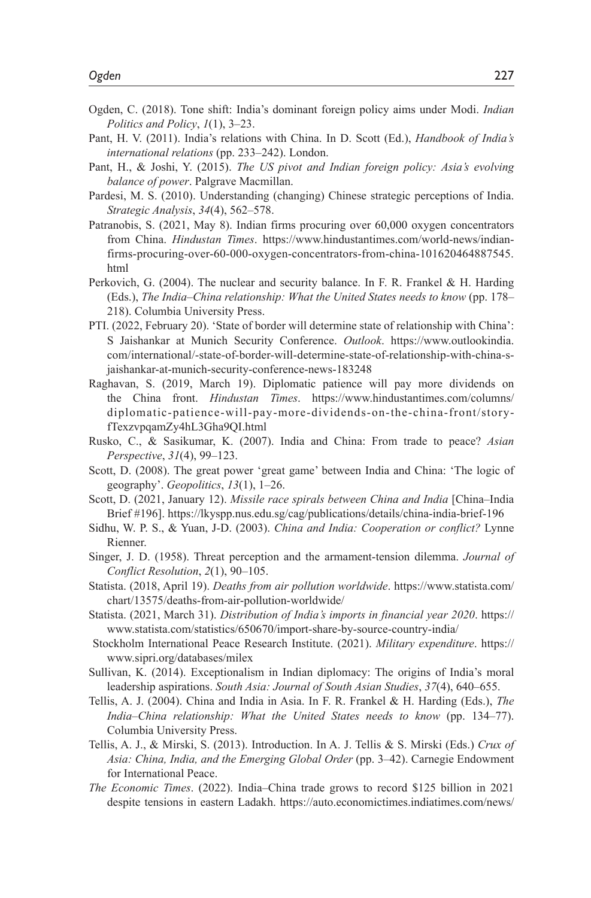Ogden, C. (2018). Tone shift: India's dominant foreign policy aims under Modi. *Indian Politics and Policy*, *1*(1), 3–23.

Pant, H. V. (2011). India's relations with China. In D. Scott (Ed.), *Handbook of India's international relations* (pp. 233–242). London.

Pant, H., & Joshi, Y. (2015). *The US pivot and Indian foreign policy: Asia's evolving balance of power*. Palgrave Macmillan.

Pardesi, M. S. (2010). Understanding (changing) Chinese strategic perceptions of India. *Strategic Analysis*, *34*(4), 562–578.

Patranobis, S. (2021, May 8). Indian firms procuring over 60,000 oxygen concentrators from China. *Hindustan Times*. https://www.hindustantimes.com/world-news/indian-firms-procuring-over-60-000-oxygen-concentrators-from-china-101620464887545.html

Perkovich, G. (2004). The nuclear and security balance. In F. R. Frankel & H. Harding (Eds.), *The India–China relationship: What the United States needs to know* (pp. 178–218). Columbia University Press.

PTI. (2022, February 20). 'State of border will determine state of relationship with China': S Jaishankar at Munich Security Conference. *Outlook*. https://www.outlookindia.com/international/-state-of-border-will-determine-state-of-relationship-with-china-s-jaishankar-at-munich-security-conference-news-183248

Raghavan, S. (2019, March 19). Diplomatic patience will pay more dividends on the China front. *Hindustan Times*. https://www.hindustantimes.com/columns/diplomatic-patience-will-pay-more-dividends-on-the-china-front/story-fTexzvpqamZy4hL3Gha9QI.html

Rusko, C., & Sasikumar, K. (2007). India and China: From trade to peace? *Asian Perspective*, *31*(4), 99–123.

Scott, D. (2008). The great power 'great game' between India and China: 'The logic of geography'. *Geopolitics*, *13*(1), 1–26.

Scott, D. (2021, January 12). *Missile race spirals between China and India* [China–India Brief #196]. https://lkyspp.nus.edu.sg/cag/publications/details/china-india-brief-196

Sidhu, W. P. S., & Yuan, J-D. (2003). *China and India: Cooperation or conflict?* Lynne Rienner.

Singer, J. D. (1958). Threat perception and the armament-tension dilemma. *Journal of Conflict Resolution*, *2*(1), 90–105.

Statista. (2018, April 19). *Deaths from air pollution worldwide*. https://www.statista.com/chart/13575/deaths-from-air-pollution-worldwide/

Statista. (2021, March 31). *Distribution of India's imports in financial year 2020*. https://www.statista.com/statistics/650670/import-share-by-source-country-india/

Stockholm International Peace Research Institute. (2021). *Military expenditure*. https://www.sipri.org/databases/milex

Sullivan, K. (2014). Exceptionalism in Indian diplomacy: The origins of India's moral leadership aspirations. *South Asia: Journal of South Asian Studies*, *37*(4), 640–655.

Tellis, A. J. (2004). China and India in Asia. In F. R. Frankel & H. Harding (Eds.), *The India–China relationship: What the United States needs to know* (pp. 134–77). Columbia University Press.

Tellis, A. J., & Mirski, S. (2013). Introduction. In A. J. Tellis & S. Mirski (Eds.) *Crux of Asia: China, India, and the Emerging Global Order* (pp. 3–42). Carnegie Endowment for International Peace.

*The Economic Times*. (2022). India–China trade grows to record $125 billion in 2021 despite tensions in eastern Ladakh. https://auto.economictimes.indiatimes.com/news/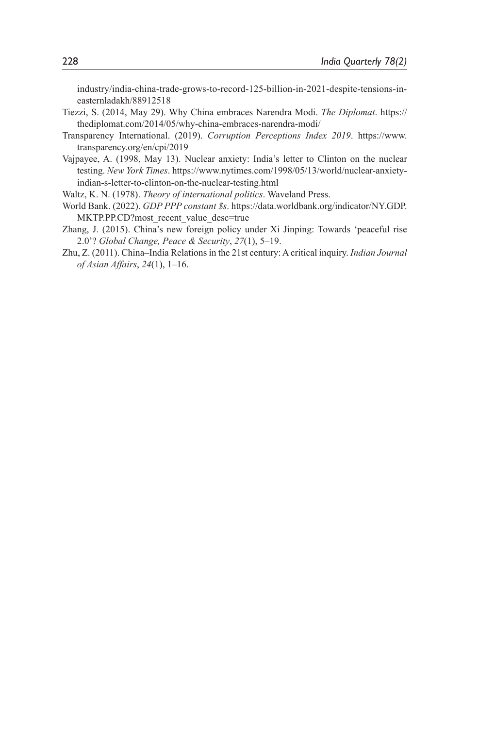industry/india-china-trade-grows-to-record-125-billion-in-2021-despite-tensions-in-easternladakh/88912518

Tiezzi, S. (2014, May 29). Why China embraces Narendra Modi. *The Diplomat*. https://thediplomat.com/2014/05/why-china-embraces-narendra-modi/

Transparency International. (2019). *Corruption Perceptions Index 2019*. https://www.transparency.org/en/cpi/2019

Vajpayee, A. (1998, May 13). Nuclear anxiety: India's letter to Clinton on the nuclear testing. *New York Times*. https://www.nytimes.com/1998/05/13/world/nuclear-anxiety-indian-s-letter-to-clinton-on-the-nuclear-testing.html

Waltz, K. N. (1978). *Theory of international politics*. Waveland Press.

World Bank. (2022). *GDP PPP constant $s*. https://data.worldbank.org/indicator/NY.GDP.MKTP.PP.CD?most_recent_value_desc=true

Zhang, J. (2015). China's new foreign policy under Xi Jinping: Towards 'peaceful rise 2.0'? *Global Change, Peace & Security*, *27*(1), 5–19.

Zhu, Z. (2011). China–India Relations in the 21st century: A critical inquiry. *Indian Journal of Asian Affairs*, *24*(1), 1–16.